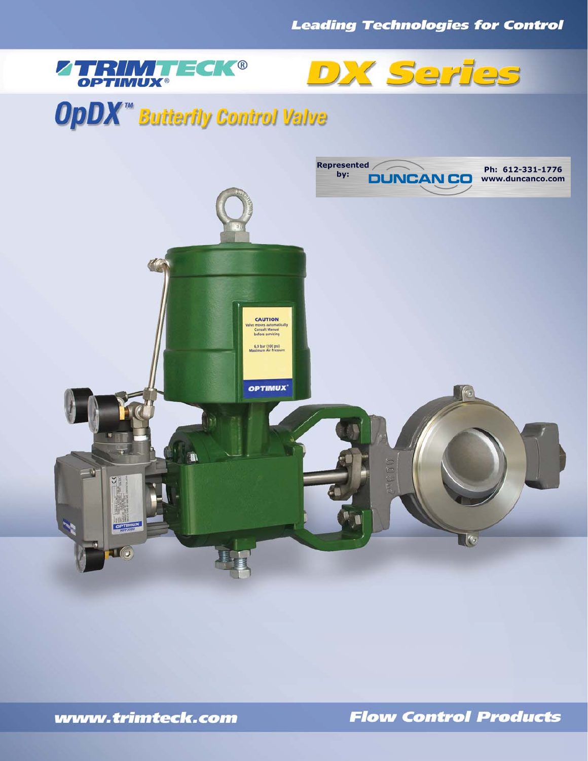*Leading Technologies for Control*

# TRIMTECK® OPTIMUX®

# DX Series

## OpDX™ Butterfly Control Valve

Represented by: DUNCAN CO
Ph: 612-331-1776
www.duncanco.com

CAUTION
Valve moves automatically
Consult Manual before servicing

6.9 bar (100 psi)
Maximum Air Pressure

OPTIMUX

www.trimteck.com

*Flow Control Products*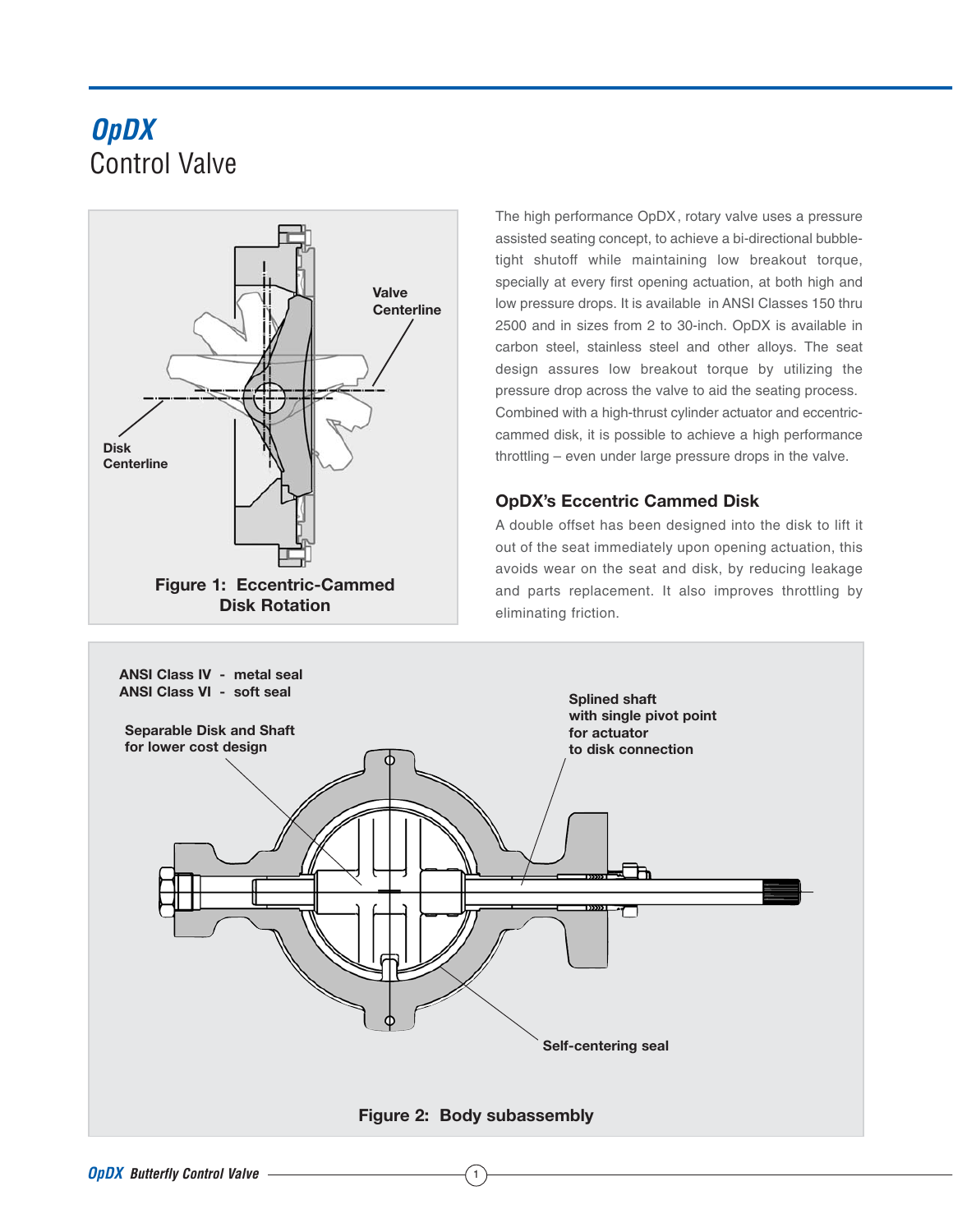# OpDX
## Control Valve

Valve Centerline

Disk Centerline

**Figure 1: Eccentric-Cammed Disk Rotation**

The high performance OpDX, rotary valve uses a pressure assisted seating concept, to achieve a bi-directional bubble-tight shutoff while maintaining low breakout torque, specially at every first opening actuation, at both high and low pressure drops. It is available in ANSI Classes 150 thru 2500 and in sizes from 2 to 30-inch. OpDX is available in carbon steel, stainless steel and other alloys. The seat design assures low breakout torque by utilizing the pressure drop across the valve to aid the seating process. Combined with a high-thrust cylinder actuator and eccentric-cammed disk, it is possible to achieve a high performance throttling – even under large pressure drops in the valve.

### OpDX's Eccentric Cammed Disk

A double offset has been designed into the disk to lift it out of the seat immediately upon opening actuation, this avoids wear on the seat and disk, by reducing leakage and parts replacement. It also improves throttling by eliminating friction.

**ANSI Class IV - metal seal**
**ANSI Class VI - soft seal**

**Separable Disk and Shaft for lower cost design**

**Splined shaft with single pivot point for actuator to disk connection**

**Self-centering seal**

**Figure 2: Body subassembly**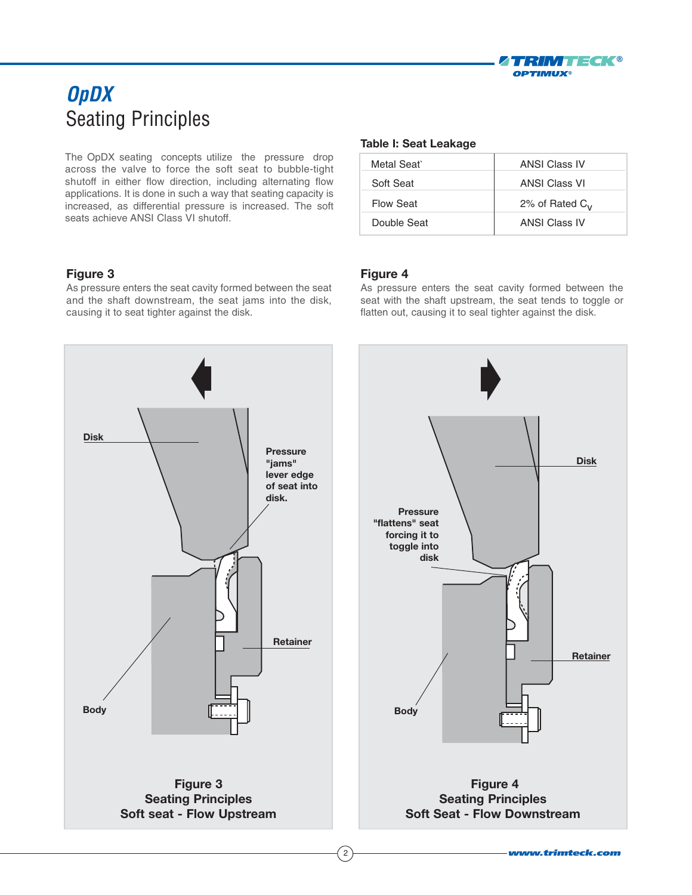# OpDX

## Seating Principles

The OpDX seating concepts utilize the pressure drop across the valve to force the soft seat to bubble-tight shutoff in either flow direction, including alternating flow applications. It is done in such a way that seating capacity is increased, as differential pressure is increased. The soft seats achieve ANSI Class VI shutoff.

**Table I: Seat Leakage**

| | |
|---|---|
| Metal Seat` | ANSI Class IV |
| Soft Seat | ANSI Class VI |
| Flow Seat | 2% of Rated $C_V$ |
| Double Seat | ANSI Class IV |

### Figure 3

As pressure enters the seat cavity formed between the seat and the shaft downstream, the seat jams into the disk, causing it to seat tighter against the disk.

### Figure 4

As pressure enters the seat cavity formed between the seat with the shaft upstream, the seat tends to toggle or flatten out, causing it to seal tighter against the disk.

Disk

Pressure "jams" lever edge of seat into disk.

Retainer

Body

**Figure 3**
**Seating Principles**
**Soft seat - Flow Upstream**

Disk

Pressure "flattens" seat forcing it to toggle into disk

Retainer

Body

**Figure 4**
**Seating Principles**
**Soft Seat - Flow Downstream**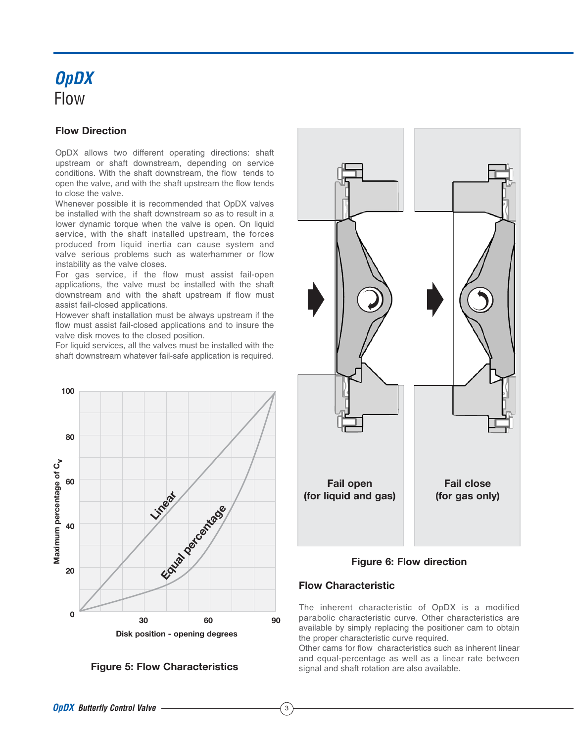# OpDX
## Flow

### Flow Direction

OpDX allows two different operating directions: shaft upstream or shaft downstream, depending on service conditions. With the shaft downstream, the flow tends to open the valve, and with the shaft upstream the flow tends to close the valve.
Whenever possible it is recommended that OpDX valves be installed with the shaft downstream so as to result in a lower dynamic torque when the valve is open. On liquid service, with the shaft installed upstream, the forces produced from liquid inertia can cause system and valve serious problems such as waterhammer or flow instability as the valve closes.
For gas service, if the flow must assist fail-open applications, the valve must be installed with the shaft downstream and with the shaft upstream if flow must assist fail-closed applications.
However shaft installation must be always upstream if the flow must assist fail-closed applications and to insure the valve disk moves to the closed position.
For liquid services, all the valves must be installed with the shaft downstream whatever fail-safe application is required.

Figure 5: Flow Characteristics

Fail open (for liquid and gas)

Fail close (for gas only)

Figure 6: Flow direction

### Flow Characteristic

The inherent characteristic of OpDX is a modified parabolic characteristic curve. Other characteristics are available by simply replacing the positioner cam to obtain the proper characteristic curve required.
Other cams for flow characteristics such as inherent linear and equal-percentage as well as a linear rate between signal and shaft rotation are also available.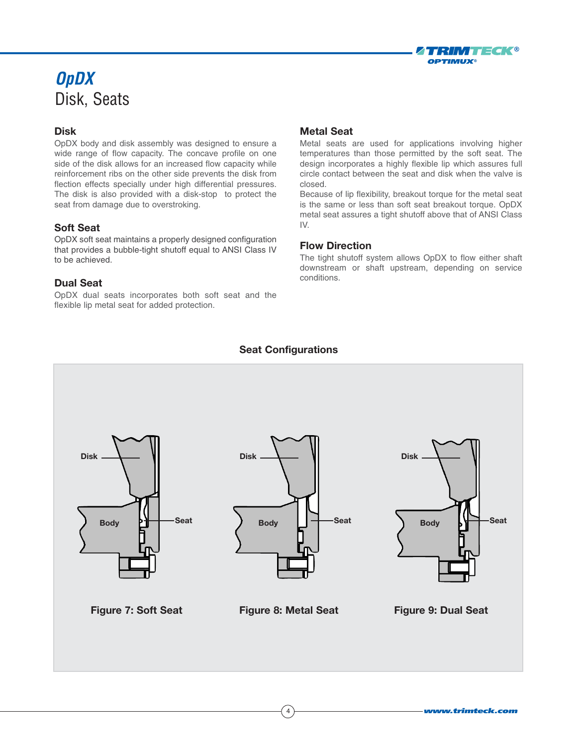# *OpDX*

## Disk, Seats

### Disk

OpDX body and disk assembly was designed to ensure a wide range of flow capacity. The concave profile on one side of the disk allows for an increased flow capacity while reinforcement ribs on the other side prevents the disk from flection effects specially under high differential pressures. The disk is also provided with a disk-stop to protect the seat from damage due to overstroking.

### Soft Seat

OpDX soft seat maintains a properly designed configuration that provides a bubble-tight shutoff equal to ANSI Class IV to be achieved.

### Dual Seat

OpDX dual seats incorporates both soft seat and the flexible lip metal seat for added protection.

### Metal Seat

Metal seats are used for applications involving higher temperatures than those permitted by the soft seat. The design incorporates a highly flexible lip which assures full circle contact between the seat and disk when the valve is closed.

Because of lip flexibility, breakout torque for the metal seat is the same or less than soft seat breakout torque. OpDX metal seat assures a tight shutoff above that of ANSI Class IV.

### Flow Direction

The tight shutoff system allows OpDX to flow either shaft downstream or shaft upstream, depending on service conditions.

### Seat Configurations

Disk — Body — Seat

**Figure 7: Soft Seat**

Disk — Body — Seat

**Figure 8: Metal Seat**

Disk — Body — Seat

**Figure 9: Dual Seat**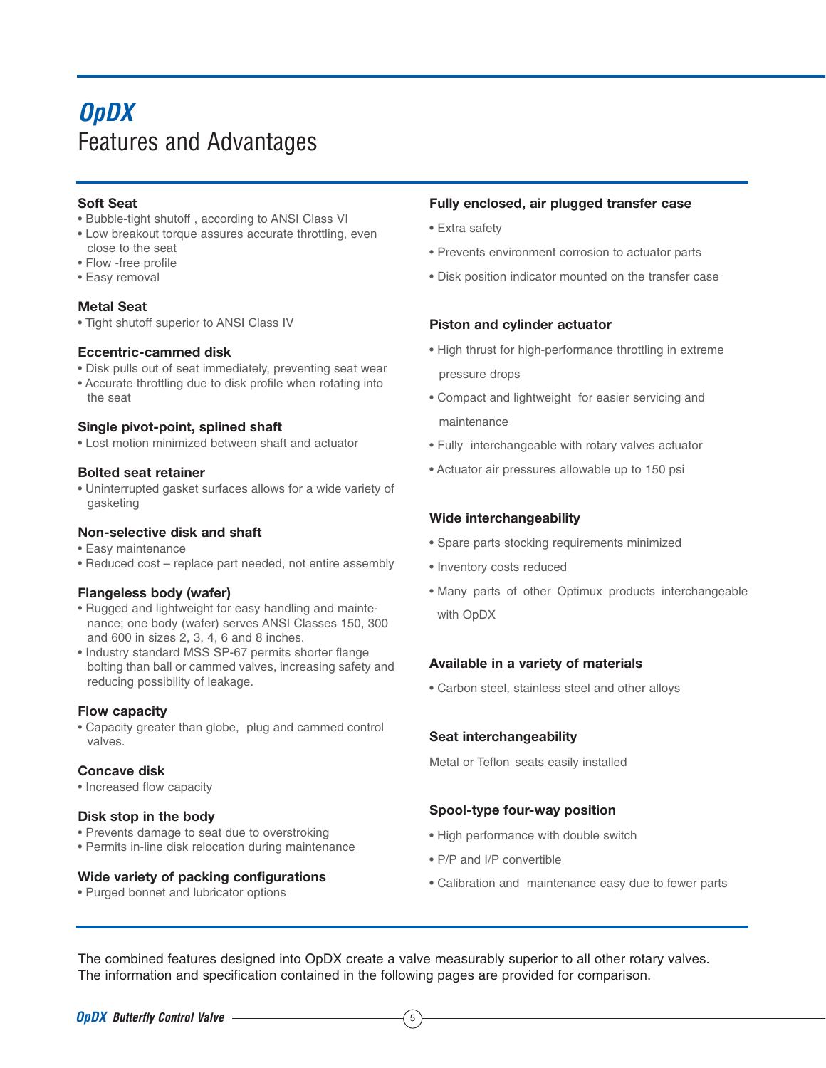# *OpDX*

## Features and Advantages

### Soft Seat
- Bubble-tight shutoff , according to ANSI Class VI
- Low breakout torque assures accurate throttling, even close to the seat
- Flow -free profile
- Easy removal

### Metal Seat
- Tight shutoff superior to ANSI Class IV

### Eccentric-cammed disk
- Disk pulls out of seat immediately, preventing seat wear
- Accurate throttling due to disk profile when rotating into the seat

### Single pivot-point, splined shaft
- Lost motion minimized between shaft and actuator

### Bolted seat retainer
- Uninterrupted gasket surfaces allows for a wide variety of gasketing

### Non-selective disk and shaft
- Easy maintenance
- Reduced cost – replace part needed, not entire assembly

### Flangeless body (wafer)
- Rugged and lightweight for easy handling and maintenance; one body (wafer) serves ANSI Classes 150, 300 and 600 in sizes 2, 3, 4, 6 and 8 inches.
- Industry standard MSS SP-67 permits shorter flange bolting than ball or cammed valves, increasing safety and reducing possibility of leakage.

### Flow capacity
- Capacity greater than globe, plug and cammed control valves.

### Concave disk
- Increased flow capacity

### Disk stop in the body
- Prevents damage to seat due to overstroking
- Permits in-line disk relocation during maintenance

### Wide variety of packing configurations
- Purged bonnet and lubricator options

### Fully enclosed, air plugged transfer case
- Extra safety
- Prevents environment corrosion to actuator parts
- Disk position indicator mounted on the transfer case

### Piston and cylinder actuator
- High thrust for high-performance throttling in extreme pressure drops
- Compact and lightweight for easier servicing and maintenance
- Fully interchangeable with rotary valves actuator
- Actuator air pressures allowable up to 150 psi

### Wide interchangeability
- Spare parts stocking requirements minimized
- Inventory costs reduced
- Many parts of other Optimux products interchangeable with OpDX

### Available in a variety of materials
- Carbon steel, stainless steel and other alloys

### Seat interchangeability
Metal or Teflon seats easily installed

### Spool-type four-way position
- High performance with double switch
- P/P and I/P convertible
- Calibration and maintenance easy due to fewer parts

The combined features designed into OpDX create a valve measurably superior to all other rotary valves. The information and specification contained in the following pages are provided for comparison.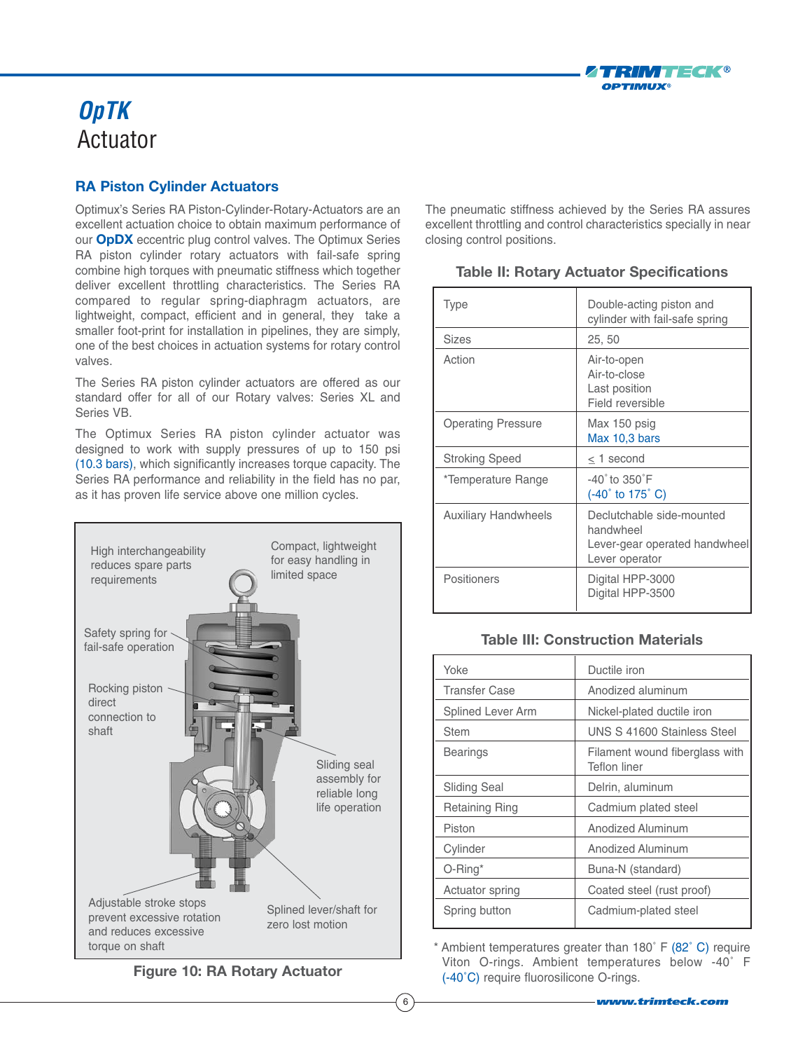# *OpTK* Actuator

## RA Piston Cylinder Actuators

Optimux's Series RA Piston-Cylinder-Rotary-Actuators are an excellent actuation choice to obtain maximum performance of our **OpDX** eccentric plug control valves. The Optimux Series RA piston cylinder rotary actuators with fail-safe spring combine high torques with pneumatic stiffness which together deliver excellent throttling characteristics. The Series RA compared to regular spring-diaphragm actuators, are lightweight, compact, efficient and in general, they take a smaller foot-print for installation in pipelines, they are simply, one of the best choices in actuation systems for rotary control valves.

The Series RA piston cylinder actuators are offered as our standard offer for all of our Rotary valves: Series XL and Series VB.

The Optimux Series RA piston cylinder actuator was designed to work with supply pressures of up to 150 psi (10.3 bars), which significantly increases torque capacity. The Series RA performance and reliability in the field has no par, as it has proven life service above one million cycles.

High interchangeability reduces spare parts requirements

Compact, lightweight for easy handling in limited space

Safety spring for fail-safe operation

Rocking piston direct connection to shaft

Sliding seal assembly for reliable long life operation

Adjustable stroke stops prevent excessive rotation and reduces excessive torque on shaft

Splined lever/shaft for zero lost motion

**Figure 10: RA Rotary Actuator**

The pneumatic stiffness achieved by the Series RA assures excellent throttling and control characteristics specially in near closing control positions.

### Table II: Rotary Actuator Specifications

| | |
|---|---|
| Type | Double-acting piston and cylinder with fail-safe spring |
| Sizes | 25, 50 |
| Action | Air-to-open<br>Air-to-close<br>Last position<br>Field reversible |
| Operating Pressure | Max 150 psig<br>Max 10,3 bars |
| Stroking Speed | ≤ 1 second |
| *Temperature Range | -40˚ to 350˚F<br>(-40˚ to 175˚ C) |
| Auxiliary Handwheels | Declutchable side-mounted handwheel<br>Lever-gear operated handwheel<br>Lever operator |
| Positioners | Digital HPP-3000<br>Digital HPP-3500 |

### Table III: Construction Materials

| | |
|---|---|
| Yoke | Ductile iron |
| Transfer Case | Anodized aluminum |
| Splined Lever Arm | Nickel-plated ductile iron |
| Stem | UNS S 41600 Stainless Steel |
| Bearings | Filament wound fiberglass with Teflon liner |
| Sliding Seal | Delrin, aluminum |
| Retaining Ring | Cadmium plated steel |
| Piston | Anodized Aluminum |
| Cylinder | Anodized Aluminum |
| O-Ring* | Buna-N (standard) |
| Actuator spring | Coated steel (rust proof) |
| Spring button | Cadmium-plated steel |

\* Ambient temperatures greater than 180˚ F (82˚ C) require Viton O-rings. Ambient temperatures below -40˚ F (-40˚C) require fluorosilicone O-rings.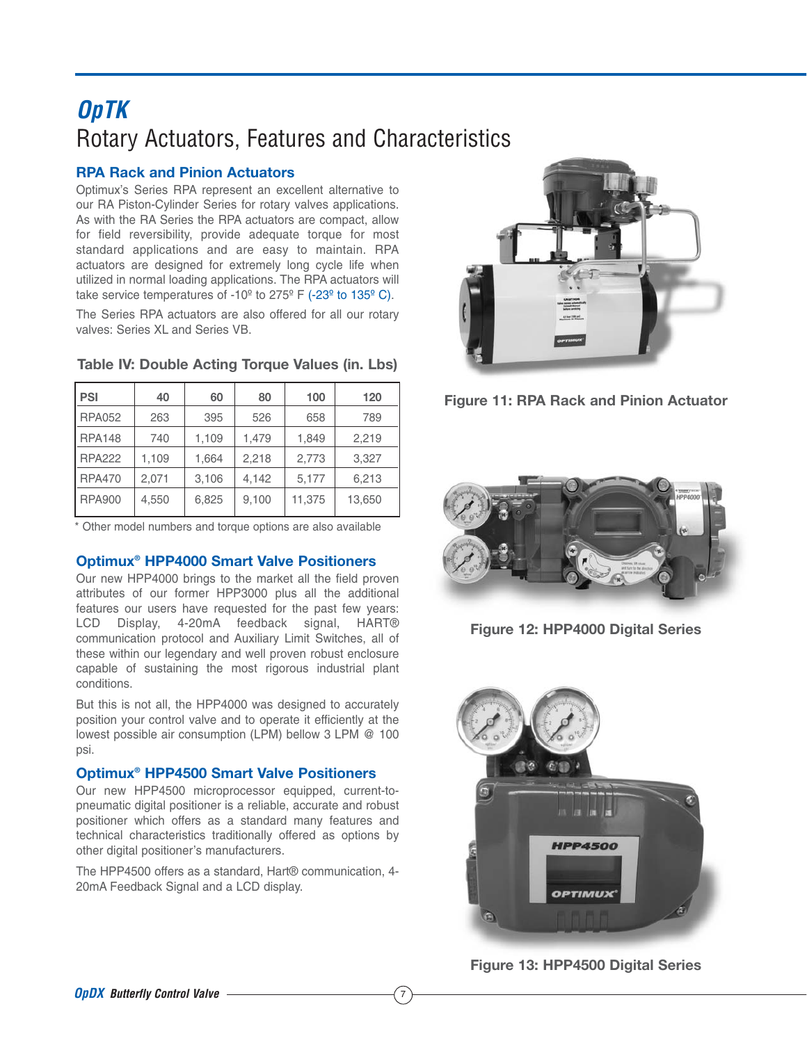# *OpTK*

## Rotary Actuators, Features and Characteristics

### RPA Rack and Pinion Actuators

Optimux's Series RPA represent an excellent alternative to our RA Piston-Cylinder Series for rotary valves applications. As with the RA Series the RPA actuators are compact, allow for field reversibility, provide adequate torque for most standard applications and are easy to maintain. RPA actuators are designed for extremely long cycle life when utilized in normal loading applications. The RPA actuators will take service temperatures of -10º to 275º F (-23º to 135º C).

The Series RPA actuators are also offered for all our rotary valves: Series XL and Series VB.

**Table IV: Double Acting Torque Values (in. Lbs)**

| PSI | 40 | 60 | 80 | 100 | 120 |
|---|---|---|---|---|---|
| RPA052 | 263 | 395 | 526 | 658 | 789 |
| RPA148 | 740 | 1,109 | 1,479 | 1,849 | 2,219 |
| RPA222 | 1,109 | 1,664 | 2,218 | 2,773 | 3,327 |
| RPA470 | 2,071 | 3,106 | 4,142 | 5,177 | 6,213 |
| RPA900 | 4,550 | 6,825 | 9,100 | 11,375 | 13,650 |

* Other model numbers and torque options are also available

**Figure 11: RPA Rack and Pinion Actuator**

### Optimux® HPP4000 Smart Valve Positioners

Our new HPP4000 brings to the market all the field proven attributes of our former HPP3000 plus all the additional features our users have requested for the past few years: LCD Display, 4-20mA feedback signal, HART® communication protocol and Auxiliary Limit Switches, all of these within our legendary and well proven robust enclosure capable of sustaining the most rigorous industrial plant conditions.

But this is not all, the HPP4000 was designed to accurately position your control valve and to operate it efficiently at the lowest possible air consumption (LPM) bellow 3 LPM @ 100 psi.

**Figure 12: HPP4000 Digital Series**

### Optimux® HPP4500 Smart Valve Positioners

Our new HPP4500 microprocessor equipped, current-to-pneumatic digital positioner is a reliable, accurate and robust positioner which offers as a standard many features and technical characteristics traditionally offered as options by other digital positioner's manufacturers.

The HPP4500 offers as a standard, Hart® communication, 4-20mA Feedback Signal and a LCD display.

**Figure 13: HPP4500 Digital Series**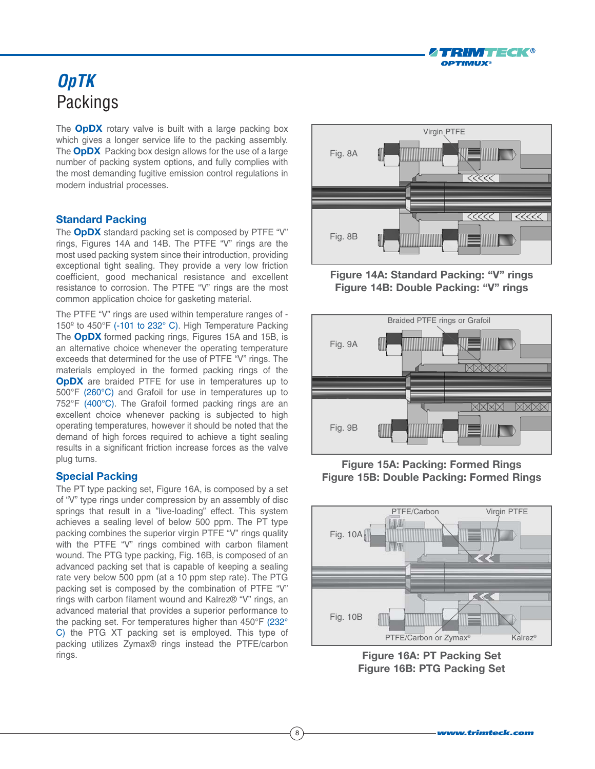# *OpTK*

## Packings

The **OpDX** rotary valve is built with a large packing box which gives a longer service life to the packing assembly. The **OpDX** Packing box design allows for the use of a large number of packing system options, and fully complies with the most demanding fugitive emission control regulations in modern industrial processes.

### Standard Packing

The **OpDX** standard packing set is composed by PTFE "V" rings, Figures 14A and 14B. The PTFE "V" rings are the most used packing system since their introduction, providing exceptional tight sealing. They provide a very low friction coefficient, good mechanical resistance and excellent resistance to corrosion. The PTFE "V" rings are the most common application choice for gasketing material.

The PTFE "V" rings are used within temperature ranges of -150º to 450°F (-101 to 232° C). High Temperature Packing The **OpDX** formed packing rings, Figures 15A and 15B, is an alternative choice whenever the operating temperature exceeds that determined for the use of PTFE "V" rings. The materials employed in the formed packing rings of the **OpDX** are braided PTFE for use in temperatures up to 500°F (260°C) and Grafoil for use in temperatures up to 752°F (400°C). The Grafoil formed packing rings are an excellent choice whenever packing is subjected to high operating temperatures, however it should be noted that the demand of high forces required to achieve a tight sealing results in a significant friction increase forces as the valve plug turns.

### Special Packing

The PT type packing set, Figure 16A, is composed by a set of "V" type rings under compression by an assembly of disc springs that result in a "live-loading" effect. This system achieves a sealing level of below 500 ppm. The PT type packing combines the superior virgin PTFE "V" rings quality with the PTFE "V" rings combined with carbon filament wound. The PTG type packing, Fig. 16B, is composed of an advanced packing set that is capable of keeping a sealing rate very below 500 ppm (at a 10 ppm step rate). The PTG packing set is composed by the combination of PTFE "V" rings with carbon filament wound and Kalrez® "V" rings, an advanced material that provides a superior performance to the packing set. For temperatures higher than 450°F (232° C) the PTG XT packing set is employed. This type of packing utilizes Zymax® rings instead the PTFE/carbon rings.

Virgin PTFE

Fig. 8A

Fig. 8B

**Figure 14A: Standard Packing: "V" rings**
**Figure 14B: Double Packing: "V" rings**

Braided PTFE rings or Grafoil

Fig. 9A

Fig. 9B

**Figure 15A: Packing: Formed Rings**
**Figure 15B: Double Packing: Formed Rings**

PTFE/Carbon

Virgin PTFE

Fig. 10A

Fig. 10B

PTFE/Carbon or Zymax®

Kalrez®

**Figure 16A: PT Packing Set**
**Figure 16B: PTG Packing Set**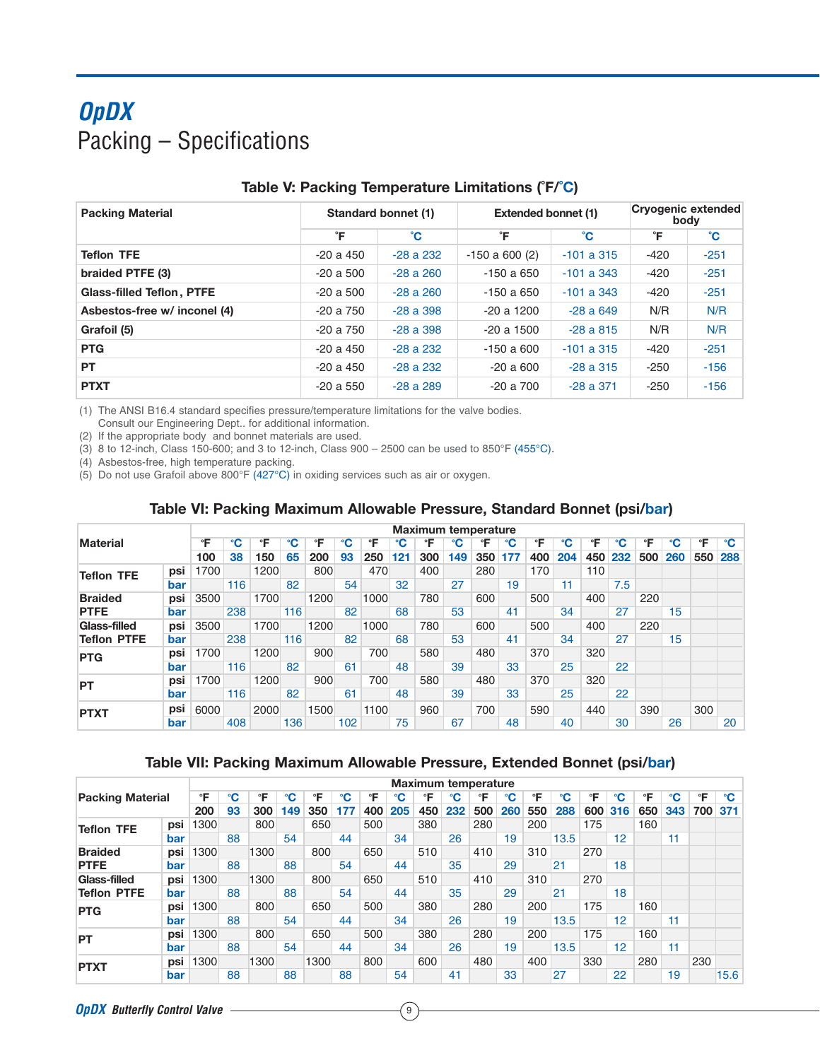# OpDX

## Packing – Specifications

### Table V: Packing Temperature Limitations (°F/°C)

| Packing Material | Standard bonnet (1) | | Extended bonnet (1) | | Cryogenic extended body | |
|---|---|---|---|---|---|---|
| | °F | °C | °F | °C | °F | °C |
| Teflon TFE | -20 a 450 | -28 a 232 | -150 a 600 (2) | -101 a 315 | -420 | -251 |
| braided PTFE (3) | -20 a 500 | -28 a 260 | -150 a 650 | -101 a 343 | -420 | -251 |
| Glass-filled Teflon, PTFE | -20 a 500 | -28 a 260 | -150 a 650 | -101 a 343 | -420 | -251 |
| Asbestos-free w/ inconel (4) | -20 a 750 | -28 a 398 | -20 a 1200 | -28 a 649 | N/R | N/R |
| Grafoil (5) | -20 a 750 | -28 a 398 | -20 a 1500 | -28 a 815 | N/R | N/R |
| PTG | -20 a 450 | -28 a 232 | -150 a 600 | -101 a 315 | -420 | -251 |
| PT | -20 a 450 | -28 a 232 | -20 a 600 | -28 a 315 | -250 | -156 |
| PTXT | -20 a 550 | -28 a 289 | -20 a 700 | -28 a 371 | -250 | -156 |

(1) The ANSI B16.4 standard specifies pressure/temperature limitations for the valve bodies. Consult our Engineering Dept.. for additional information.
(2) If the appropriate body and bonnet materials are used.
(3) 8 to 12-inch, Class 150-600; and 3 to 12-inch, Class 900 – 2500 can be used to 850°F (455°C).
(4) Asbestos-free, high temperature packing.
(5) Do not use Grafoil above 800°F (427°C) in oxiding services such as air or oxygen.

### Table VI: Packing Maximum Allowable Pressure, Standard Bonnet (psi/bar)

| Material | | Maximum temperature | | | | | | | | | | | | | | | | | | | |
|---|---|---|---|---|---|---|---|---|---|---|---|---|---|---|---|---|---|---|---|---|---|
| | | °F | °C | °F | °C | °F | °C | °F | °C | °F | °C | °F | °C | °F | °C | °F | °C | °F | °C | °F | °C |
| | | 100 | 38 | 150 | 65 | 200 | 93 | 250 | 121 | 300 | 149 | 350 | 177 | 400 | 204 | 450 | 232 | 500 | 260 | 550 | 288 |
| Teflon TFE | psi | 1700 | | 1200 | | 800 | | 470 | | 400 | | 280 | | 170 | | 110 | | | | | |
| | bar | | 116 | | 82 | | 54 | | 32 | | 27 | | 19 | | 11 | | 7.5 | | | | |
| Braided PTFE | psi | 3500 | | 1700 | | 1200 | | 1000 | | 780 | | 600 | | 500 | | 400 | | 220 | | | |
| | bar | | 238 | | 116 | | 82 | | 68 | | 53 | | 41 | | 34 | | 27 | | 15 | | |
| Glass-filled Teflon PTFE | psi | 3500 | | 1700 | | 1200 | | 1000 | | 780 | | 600 | | 500 | | 400 | | 220 | | | |
| | bar | | 238 | | 116 | | 82 | | 68 | | 53 | | 41 | | 34 | | 27 | | 15 | | |
| PTG | psi | 1700 | | 1200 | | 900 | | 700 | | 580 | | 480 | | 370 | | 320 | | | | | |
| | bar | | 116 | | 82 | | 61 | | 48 | | 39 | | 33 | | 25 | | 22 | | | | |
| PT | psi | 1700 | | 1200 | | 900 | | 700 | | 580 | | 480 | | 370 | | 320 | | | | | |
| | bar | | 116 | | 82 | | 61 | | 48 | | 39 | | 33 | | 25 | | 22 | | | | |
| PTXT | psi | 6000 | | 2000 | | 1500 | | 1100 | | 960 | | 700 | | 590 | | 440 | | 390 | | 300 | |
| | bar | | 408 | | 136 | | 102 | | 75 | | 67 | | 48 | | 40 | | 30 | | 26 | | 20 |

### Table VII: Packing Maximum Allowable Pressure, Extended Bonnet (psi/bar)

| Packing Material | | Maximum temperature | | | | | | | | | | | | | | | | | | | |
|---|---|---|---|---|---|---|---|---|---|---|---|---|---|---|---|---|---|---|---|---|---|
| | | °F | °C | °F | °C | °F | °C | °F | °C | °F | °C | °F | °C | °F | °C | °F | °C | °F | °C | °F | °C |
| | | 200 | 93 | 300 | 149 | 350 | 177 | 400 | 205 | 450 | 232 | 500 | 260 | 550 | 288 | 600 | 316 | 650 | 343 | 700 | 371 |
| Teflon TFE | psi | 1300 | | 800 | | 650 | | 500 | | 380 | | 280 | | 200 | | 175 | | 160 | | | |
| | bar | | 88 | | 54 | | 44 | | 34 | | 26 | | 19 | | 13.5 | | 12 | | 11 | | |
| Braided PTFE | psi | 1300 | | 1300 | | 800 | | 650 | | 510 | | 410 | | 310 | | 270 | | | | | |
| | bar | | 88 | | 88 | | 54 | | 44 | | 35 | | 29 | | 21 | | 18 | | | | |
| Glass-filled Teflon PTFE | psi | 1300 | | 1300 | | 800 | | 650 | | 510 | | 410 | | 310 | | 270 | | | | | |
| | bar | | 88 | | 88 | | 54 | | 44 | | 35 | | 29 | | 21 | | 18 | | | | |
| PTG | psi | 1300 | | 800 | | 650 | | 500 | | 380 | | 280 | | 200 | | 175 | | 160 | | | |
| | bar | | 88 | | 54 | | 44 | | 34 | | 26 | | 19 | | 13.5 | | 12 | | 11 | | |
| PT | psi | 1300 | | 800 | | 650 | | 500 | | 380 | | 280 | | 200 | | 175 | | 160 | | | |
| | bar | | 88 | | 54 | | 44 | | 34 | | 26 | | 19 | | 13.5 | | 12 | | 11 | | |
| PTXT | psi | 1300 | | 1300 | | 1300 | | 800 | | 600 | | 480 | | 400 | | 330 | | 280 | | 230 | |
| | bar | | 88 | | 88 | | 88 | | 54 | | 41 | | 33 | | 27 | | 22 | | 19 | | 15.6 |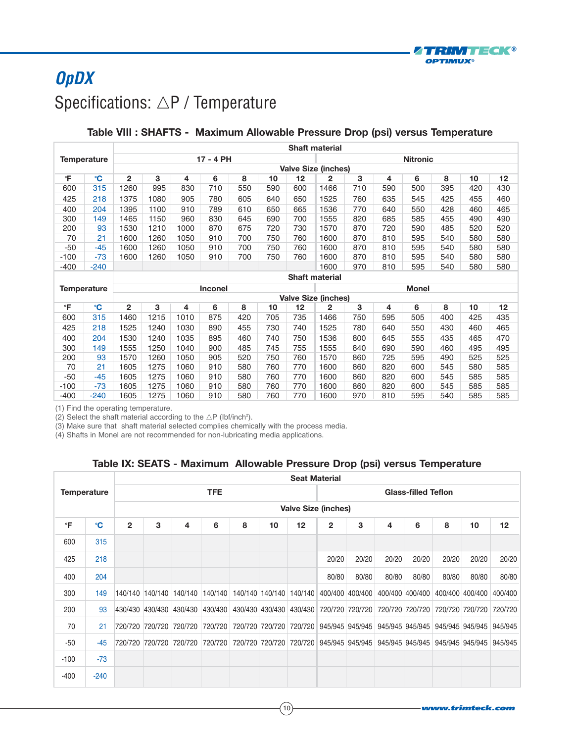# OpDX

## Specifications: △P / Temperature

### Table VIII : SHAFTS - Maximum Allowable Pressure Drop (psi) versus Temperature

| Temperature | | Shaft material | | | | | | | | | | | | | |
|---|---|---|---|---|---|---|---|---|---|---|---|---|---|---|---|
| | | 17 - 4 PH | | | | | | | Nitronic | | | | | | |
| | | Valve Size (inches) | | | | | | | | | | | | | |
| °F | °C | 2 | 3 | 4 | 6 | 8 | 10 | 12 | 2 | 3 | 4 | 6 | 8 | 10 | 12 |
| 600 | 315 | 1260 | 995 | 830 | 710 | 550 | 590 | 600 | 1466 | 710 | 590 | 500 | 395 | 420 | 430 |
| 425 | 218 | 1375 | 1080 | 905 | 780 | 605 | 640 | 650 | 1525 | 760 | 635 | 545 | 425 | 455 | 460 |
| 400 | 204 | 1395 | 1100 | 910 | 789 | 610 | 650 | 665 | 1536 | 770 | 640 | 550 | 428 | 460 | 465 |
| 300 | 149 | 1465 | 1150 | 960 | 830 | 645 | 690 | 700 | 1555 | 820 | 685 | 585 | 455 | 490 | 490 |
| 200 | 93 | 1530 | 1210 | 1000 | 870 | 675 | 720 | 730 | 1570 | 870 | 720 | 590 | 485 | 520 | 520 |
| 70 | 21 | 1600 | 1260 | 1050 | 910 | 700 | 750 | 760 | 1600 | 870 | 810 | 595 | 540 | 580 | 580 |
| -50 | -45 | 1600 | 1260 | 1050 | 910 | 700 | 750 | 760 | 1600 | 870 | 810 | 595 | 540 | 580 | 580 |
| -100 | -73 | 1600 | 1260 | 1050 | 910 | 700 | 750 | 760 | 1600 | 870 | 810 | 595 | 540 | 580 | 580 |
| -400 | -240 | | | | | | | | 1600 | 970 | 810 | 595 | 540 | 580 | 580 |
| Temperature | | Shaft material | | | | | | | | | | | | | |
| | | Inconel | | | | | | | Monel | | | | | | |
| | | Valve Size (inches) | | | | | | | | | | | | | |
| °F | °C | 2 | 3 | 4 | 6 | 8 | 10 | 12 | 2 | 3 | 4 | 6 | 8 | 10 | 12 |
| 600 | 315 | 1460 | 1215 | 1010 | 875 | 420 | 705 | 735 | 1466 | 750 | 595 | 505 | 400 | 425 | 435 |
| 425 | 218 | 1525 | 1240 | 1030 | 890 | 455 | 730 | 740 | 1525 | 780 | 640 | 550 | 430 | 460 | 465 |
| 400 | 204 | 1530 | 1240 | 1035 | 895 | 460 | 740 | 750 | 1536 | 800 | 645 | 555 | 435 | 465 | 470 |
| 300 | 149 | 1555 | 1250 | 1040 | 900 | 485 | 745 | 755 | 1555 | 840 | 690 | 590 | 460 | 495 | 495 |
| 200 | 93 | 1570 | 1260 | 1050 | 905 | 520 | 750 | 760 | 1570 | 860 | 725 | 595 | 490 | 525 | 525 |
| 70 | 21 | 1605 | 1275 | 1060 | 910 | 580 | 760 | 770 | 1600 | 860 | 820 | 600 | 545 | 580 | 585 |
| -50 | -45 | 1605 | 1275 | 1060 | 910 | 580 | 760 | 770 | 1600 | 860 | 820 | 600 | 545 | 585 | 585 |
| -100 | -73 | 1605 | 1275 | 1060 | 910 | 580 | 760 | 770 | 1600 | 860 | 820 | 600 | 545 | 585 | 585 |
| -400 | -240 | 1605 | 1275 | 1060 | 910 | 580 | 760 | 770 | 1600 | 970 | 810 | 595 | 540 | 585 | 585 |

(1) Find the operating temperature.
(2) Select the shaft material according to the △P (lbf/inch²).
(3) Make sure that shaft material selected complies chemically with the process media.
(4) Shafts in Monel are not recommended for non-lubricating media applications.

### Table IX: SEATS - Maximum Allowable Pressure Drop (psi) versus Temperature

| Temperature | | Seat Material | | | | | | | | | | | | | |
|---|---|---|---|---|---|---|---|---|---|---|---|---|---|---|---|
| | | TFE | | | | | | | Glass-filled Teflon | | | | | | |
| | | Valve Size (inches) | | | | | | | | | | | | | |
| °F | °C | 2 | 3 | 4 | 6 | 8 | 10 | 12 | 2 | 3 | 4 | 6 | 8 | 10 | 12 |
| 600 | 315 | | | | | | | | | | | | | | |
| 425 | 218 | | | | | | | | 20/20 | 20/20 | 20/20 | 20/20 | 20/20 | 20/20 | 20/20 |
| 400 | 204 | | | | | | | | 80/80 | 80/80 | 80/80 | 80/80 | 80/80 | 80/80 | 80/80 |
| 300 | 149 | 140/140 | 140/140 | 140/140 | 140/140 | 140/140 | 140/140 | 140/140 | 400/400 | 400/400 | 400/400 | 400/400 | 400/400 | 400/400 | 400/400 |
| 200 | 93 | 430/430 | 430/430 | 430/430 | 430/430 | 430/430 | 430/430 | 430/430 | 720/720 | 720/720 | 720/720 | 720/720 | 720/720 | 720/720 | 720/720 |
| 70 | 21 | 720/720 | 720/720 | 720/720 | 720/720 | 720/720 | 720/720 | 720/720 | 945/945 | 945/945 | 945/945 | 945/945 | 945/945 | 945/945 | 945/945 |
| -50 | -45 | 720/720 | 720/720 | 720/720 | 720/720 | 720/720 | 720/720 | 720/720 | 945/945 | 945/945 | 945/945 | 945/945 | 945/945 | 945/945 | 945/945 |
| -100 | -73 | | | | | | | | | | | | | | |
| -400 | -240 | | | | | | | | | | | | | | |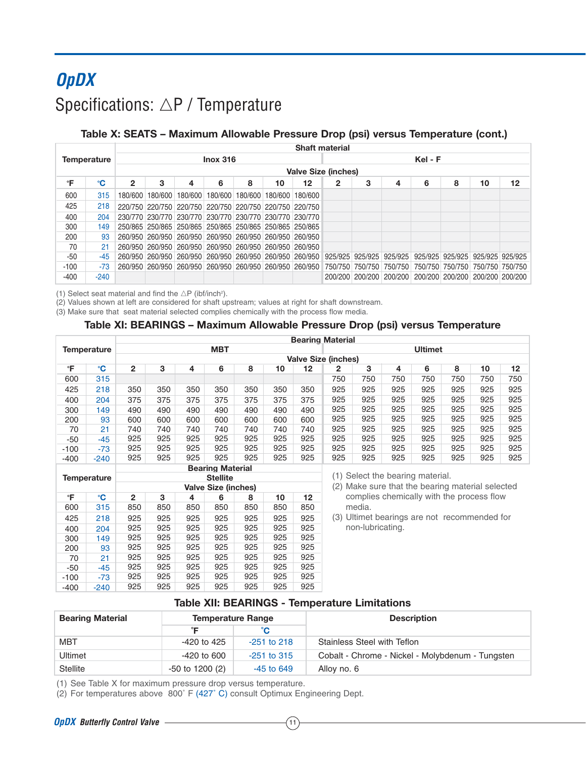# OpdX

## Specifications: △P / Temperature

### Table X: SEATS – Maximum Allowable Pressure Drop (psi) versus Temperature (cont.)

| Temperature | | Shaft material | | | | | | | | | | | | | |
|---|---|---|---|---|---|---|---|---|---|---|---|---|---|---|---|
| | | Inox 316 | | | | | | | Kel - F | | | | | | |
| | | Valve Size (inches) | | | | | | | | | | | | | |
| °F | °C | 2 | 3 | 4 | 6 | 8 | 10 | 12 | 2 | 3 | 4 | 6 | 8 | 10 | 12 |
| 600 | 315 | 180/600 | 180/600 | 180/600 | 180/600 | 180/600 | 180/600 | 180/600 | | | | | | | |
| 425 | 218 | 220/750 | 220/750 | 220/750 | 220/750 | 220/750 | 220/750 | 220/750 | | | | | | | |
| 400 | 204 | 230/770 | 230/770 | 230/770 | 230/770 | 230/770 | 230/770 | 230/770 | | | | | | | |
| 300 | 149 | 250/865 | 250/865 | 250/865 | 250/865 | 250/865 | 250/865 | 250/865 | | | | | | | |
| 200 | 93 | 260/950 | 260/950 | 260/950 | 260/950 | 260/950 | 260/950 | 260/950 | | | | | | | |
| 70 | 21 | 260/950 | 260/950 | 260/950 | 260/950 | 260/950 | 260/950 | 260/950 | | | | | | | |
| -50 | -45 | 260/950 | 260/950 | 260/950 | 260/950 | 260/950 | 260/950 | 260/950 | 925/925 | 925/925 | 925/925 | 925/925 | 925/925 | 925/925 | 925/925 |
| -100 | -73 | 260/950 | 260/950 | 260/950 | 260/950 | 260/950 | 260/950 | 260/950 | 750/750 | 750/750 | 750/750 | 750/750 | 750/750 | 750/750 | 750/750 |
| -400 | -240 | | | | | | | | 200/200 | 200/200 | 200/200 | 200/200 | 200/200 | 200/200 | 200/200 |

(1) Select seat material and find the △P (ibf/inch²).
(2) Values shown at left are considered for shaft upstream; values at right for shaft downstream.
(3) Make sure that seat material selected complies chemically with the process flow media.

### Table XI: BEARINGS – Maximum Allowable Pressure Drop (psi) versus Temperature

| Temperature | | Bearing Material | | | | | | | | | | | | | |
|---|---|---|---|---|---|---|---|---|---|---|---|---|---|---|---|
| | | MBT | | | | | | | Ultimet | | | | | | |
| | | Valve Size (inches) | | | | | | | | | | | | | |
| °F | °C | 2 | 3 | 4 | 6 | 8 | 10 | 12 | 2 | 3 | 4 | 6 | 8 | 10 | 12 |
| 600 | 315 | | | | | | | | 750 | 750 | 750 | 750 | 750 | 750 | 750 |
| 425 | 218 | 350 | 350 | 350 | 350 | 350 | 350 | 350 | 925 | 925 | 925 | 925 | 925 | 925 | 925 |
| 400 | 204 | 375 | 375 | 375 | 375 | 375 | 375 | 375 | 925 | 925 | 925 | 925 | 925 | 925 | 925 |
| 300 | 149 | 490 | 490 | 490 | 490 | 490 | 490 | 490 | 925 | 925 | 925 | 925 | 925 | 925 | 925 |
| 200 | 93 | 600 | 600 | 600 | 600 | 600 | 600 | 600 | 925 | 925 | 925 | 925 | 925 | 925 | 925 |
| 70 | 21 | 740 | 740 | 740 | 740 | 740 | 740 | 740 | 925 | 925 | 925 | 925 | 925 | 925 | 925 |
| -50 | -45 | 925 | 925 | 925 | 925 | 925 | 925 | 925 | 925 | 925 | 925 | 925 | 925 | 925 | 925 |
| -100 | -73 | 925 | 925 | 925 | 925 | 925 | 925 | 925 | 925 | 925 | 925 | 925 | 925 | 925 | 925 |
| -400 | -240 | 925 | 925 | 925 | 925 | 925 | 925 | 925 | 925 | 925 | 925 | 925 | 925 | 925 | 925 |

| Temperature | | Bearing Material | | | | | | |
|---|---|---|---|---|---|---|---|---|
| | | Stellite | | | | | | |
| | | Valve Size (inches) | | | | | | |
| °F | °C | 2 | 3 | 4 | 6 | 8 | 10 | 12 |
| 600 | 315 | 850 | 850 | 850 | 850 | 850 | 850 | 850 |
| 425 | 218 | 925 | 925 | 925 | 925 | 925 | 925 | 925 |
| 400 | 204 | 925 | 925 | 925 | 925 | 925 | 925 | 925 |
| 300 | 149 | 925 | 925 | 925 | 925 | 925 | 925 | 925 |
| 200 | 93 | 925 | 925 | 925 | 925 | 925 | 925 | 925 |
| 70 | 21 | 925 | 925 | 925 | 925 | 925 | 925 | 925 |
| -50 | -45 | 925 | 925 | 925 | 925 | 925 | 925 | 925 |
| -100 | -73 | 925 | 925 | 925 | 925 | 925 | 925 | 925 |
| -400 | -240 | 925 | 925 | 925 | 925 | 925 | 925 | 925 |

(1) Select the bearing material.
(2) Make sure that the bearing material selected complies chemically with the process flow media.
(3) Ultimet bearings are not recommended for non-lubricating.

### Table XII: BEARINGS - Temperature Limitations

| Bearing Material | Temperature Range | | Description |
|---|---|---|---|
| | °F | °C | |
| MBT | -420 to 425 | -251 to 218 | Stainless Steel with Teflon |
| Ultimet | -420 to 600 | -251 to 315 | Cobalt - Chrome - Nickel - Molybdenum - Tungsten |
| Stellite | -50 to 1200 (2) | -45 to 649 | Alloy no. 6 |

(1) See Table X for maximum pressure drop versus temperature.
(2) For temperatures above 800˚ F (427˚ C) consult Optimux Engineering Dept.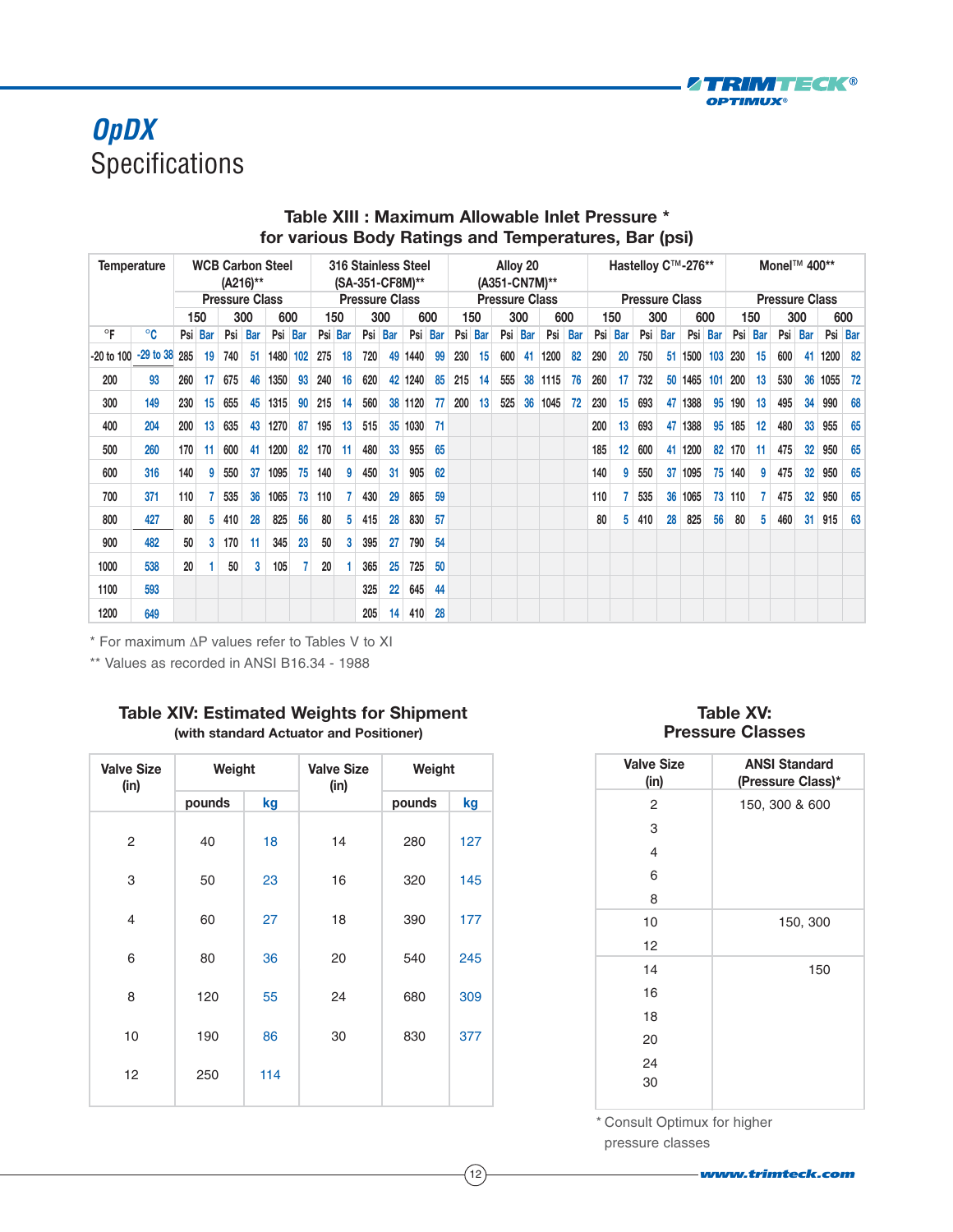# OpDX
## Specifications

### Table XIII : Maximum Allowable Inlet Pressure * for various Body Ratings and Temperatures, Bar (psi)

| Temperature | | WCB Carbon Steel (A216)** | | | | | | 316 Stainless Steel (SA-351-CF8M)** | | | | | | Alloy 20 (A351-CN7M)** | | | | | | Hastelloy C™-276** | | | | | | Monel™ 400** | | | | | |
|---|---|---|---|---|---|---|---|---|---|---|---|---|---|---|---|---|---|---|---|---|---|---|---|---|---|---|---|---|---|---|---|
| | | Pressure Class | | | | | | Pressure Class | | | | | | Pressure Class | | | | | | Pressure Class | | | | | | Pressure Class | | | | | |
| | | 150 | | 300 | | 600 | | 150 | | 300 | | 600 | | 150 | | 300 | | 600 | | 150 | | 300 | | 600 | | 150 | | 300 | | 600 | |
| °F | °C | Psi | Bar | Psi | Bar | Psi | Bar | Psi | Bar | Psi | Bar | Psi | Bar | Psi | Bar | Psi | Bar | Psi | Bar | Psi | Bar | Psi | Bar | Psi | Bar | Psi | Bar | Psi | Bar | Psi | Bar |
| -20 to 100 | -29 to 38 | 285 | 19 | 740 | 51 | 1480 | 102 | 275 | 18 | 720 | 49 | 1440 | 99 | 230 | 15 | 600 | 41 | 1200 | 82 | 290 | 20 | 750 | 51 | 1500 | 103 | 230 | 15 | 600 | 41 | 1200 | 82 |
| 200 | 93 | 260 | 17 | 675 | 46 | 1350 | 93 | 240 | 16 | 620 | 42 | 1240 | 85 | 215 | 14 | 555 | 38 | 1115 | 76 | 260 | 17 | 732 | 50 | 1465 | 101 | 200 | 13 | 530 | 36 | 1055 | 72 |
| 300 | 149 | 230 | 15 | 655 | 45 | 1315 | 90 | 215 | 14 | 560 | 38 | 1120 | 77 | 200 | 13 | 525 | 36 | 1045 | 72 | 230 | 15 | 693 | 47 | 1388 | 95 | 190 | 13 | 495 | 34 | 990 | 68 |
| 400 | 204 | 200 | 13 | 635 | 43 | 1270 | 87 | 195 | 13 | 515 | 35 | 1030 | 71 | | | | | | | 200 | 13 | 693 | 47 | 1388 | 95 | 185 | 12 | 480 | 33 | 955 | 65 |
| 500 | 260 | 170 | 11 | 600 | 41 | 1200 | 82 | 170 | 11 | 480 | 33 | 955 | 65 | | | | | | | 185 | 12 | 600 | 41 | 1200 | 82 | 170 | 11 | 475 | 32 | 950 | 65 |
| 600 | 316 | 140 | 9 | 550 | 37 | 1095 | 75 | 140 | 9 | 450 | 31 | 905 | 62 | | | | | | | 140 | 9 | 550 | 37 | 1095 | 75 | 140 | 9 | 475 | 32 | 950 | 65 |
| 700 | 371 | 110 | 7 | 535 | 36 | 1065 | 73 | 110 | 7 | 430 | 29 | 865 | 59 | | | | | | | 110 | 7 | 535 | 36 | 1065 | 73 | 110 | 7 | 475 | 32 | 950 | 65 |
| 800 | 427 | 80 | 5 | 410 | 28 | 825 | 56 | 80 | 5 | 415 | 28 | 830 | 57 | | | | | | | 80 | 5 | 410 | 28 | 825 | 56 | 80 | 5 | 460 | 31 | 915 | 63 |
| 900 | 482 | 50 | 3 | 170 | 11 | 345 | 23 | 50 | 3 | 395 | 27 | 790 | 54 | | | | | | | | | | | | | | | | | | |
| 1000 | 538 | 20 | 1 | 50 | 3 | 105 | 7 | 20 | 1 | 365 | 25 | 725 | 50 | | | | | | | | | | | | | | | | | | |
| 1100 | 593 | | | | | | | | | 325 | 22 | 645 | 44 | | | | | | | | | | | | | | | | | | |
| 1200 | 649 | | | | | | | | | 205 | 14 | 410 | 28 | | | | | | | | | | | | | | | | | | |

\* For maximum ΔP values refer to Tables V to XI

** Values as recorded in ANSI B16.34 - 1988

### Table XIV: Estimated Weights for Shipment
(with standard Actuator and Positioner)

| Valve Size (in) | Weight | | Valve Size (in) | Weight | |
|---|---|---|---|---|---|
| | pounds | kg | | pounds | kg |
| 2 | 40 | 18 | 14 | 280 | 127 |
| 3 | 50 | 23 | 16 | 320 | 145 |
| 4 | 60 | 27 | 18 | 390 | 177 |
| 6 | 80 | 36 | 20 | 540 | 245 |
| 8 | 120 | 55 | 24 | 680 | 309 |
| 10 | 190 | 86 | 30 | 830 | 377 |
| 12 | 250 | 114 | | | |

### Table XV: Pressure Classes

| Valve Size (in) | ANSI Standard (Pressure Class)* |
|---|---|
| 2, 3, 4, 6, 8 | 150, 300 & 600 |
| 10, 12 | 150, 300 |
| 14, 16, 18, 20, 24, 30 | 150 |

\* Consult Optimux for higher pressure classes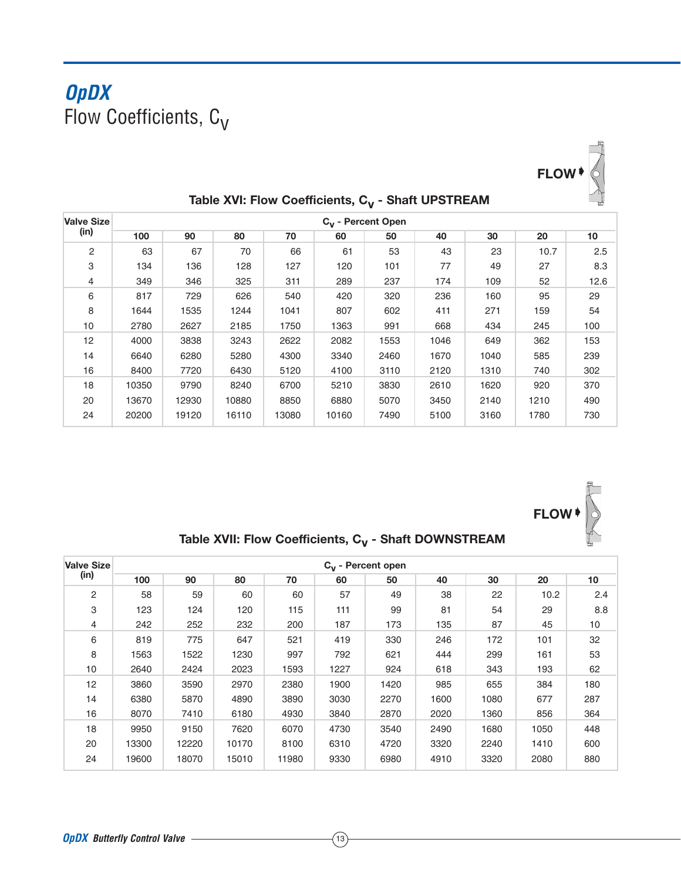# *OpDX*

## Flow Coefficients, $C_V$

FLOW

### Table XVI: Flow Coefficients, $C_V$ - Shaft UPSTREAM

| Valve Size (in) | $C_V$ - Percent Open | | | | | | | | | |
|---|---|---|---|---|---|---|---|---|---|---|
| | 100 | 90 | 80 | 70 | 60 | 50 | 40 | 30 | 20 | 10 |
| 2 | 63 | 67 | 70 | 66 | 61 | 53 | 43 | 23 | 10.7 | 2.5 |
| 3 | 134 | 136 | 128 | 127 | 120 | 101 | 77 | 49 | 27 | 8.3 |
| 4 | 349 | 346 | 325 | 311 | 289 | 237 | 174 | 109 | 52 | 12.6 |
| 6 | 817 | 729 | 626 | 540 | 420 | 320 | 236 | 160 | 95 | 29 |
| 8 | 1644 | 1535 | 1244 | 1041 | 807 | 602 | 411 | 271 | 159 | 54 |
| 10 | 2780 | 2627 | 2185 | 1750 | 1363 | 991 | 668 | 434 | 245 | 100 |
| 12 | 4000 | 3838 | 3243 | 2622 | 2082 | 1553 | 1046 | 649 | 362 | 153 |
| 14 | 6640 | 6280 | 5280 | 4300 | 3340 | 2460 | 1670 | 1040 | 585 | 239 |
| 16 | 8400 | 7720 | 6430 | 5120 | 4100 | 3110 | 2120 | 1310 | 740 | 302 |
| 18 | 10350 | 9790 | 8240 | 6700 | 5210 | 3830 | 2610 | 1620 | 920 | 370 |
| 20 | 13670 | 12930 | 10880 | 8850 | 6880 | 5070 | 3450 | 2140 | 1210 | 490 |
| 24 | 20200 | 19120 | 16110 | 13080 | 10160 | 7490 | 5100 | 3160 | 1780 | 730 |

FLOW

### Table XVII: Flow Coefficients, $C_V$ - Shaft DOWNSTREAM

| Valve Size (in) | $C_V$ - Percent open | | | | | | | | | |
|---|---|---|---|---|---|---|---|---|---|---|
| | 100 | 90 | 80 | 70 | 60 | 50 | 40 | 30 | 20 | 10 |
| 2 | 58 | 59 | 60 | 60 | 57 | 49 | 38 | 22 | 10.2 | 2.4 |
| 3 | 123 | 124 | 120 | 115 | 111 | 99 | 81 | 54 | 29 | 8.8 |
| 4 | 242 | 252 | 232 | 200 | 187 | 173 | 135 | 87 | 45 | 10 |
| 6 | 819 | 775 | 647 | 521 | 419 | 330 | 246 | 172 | 101 | 32 |
| 8 | 1563 | 1522 | 1230 | 997 | 792 | 621 | 444 | 299 | 161 | 53 |
| 10 | 2640 | 2424 | 2023 | 1593 | 1227 | 924 | 618 | 343 | 193 | 62 |
| 12 | 3860 | 3590 | 2970 | 2380 | 1900 | 1420 | 985 | 655 | 384 | 180 |
| 14 | 6380 | 5870 | 4890 | 3890 | 3030 | 2270 | 1600 | 1080 | 677 | 287 |
| 16 | 8070 | 7410 | 6180 | 4930 | 3840 | 2870 | 2020 | 1360 | 856 | 364 |
| 18 | 9950 | 9150 | 7620 | 6070 | 4730 | 3540 | 2490 | 1680 | 1050 | 448 |
| 20 | 13300 | 12220 | 10170 | 8100 | 6310 | 4720 | 3320 | 2240 | 1410 | 600 |
| 24 | 19600 | 18070 | 15010 | 11980 | 9330 | 6980 | 4910 | 3320 | 2080 | 880 |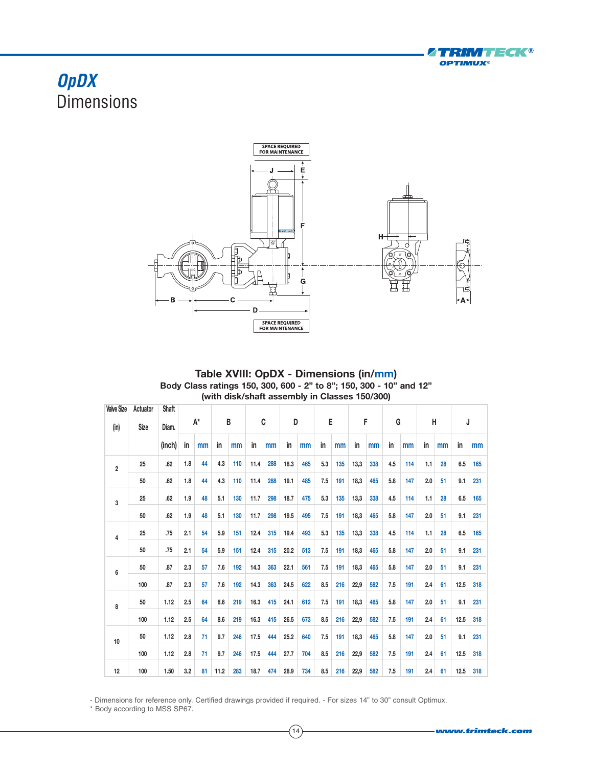# OpDX

## Dimensions

### Table XVIII: OpDX - Dimensions (in/mm)

**Body Class ratings 150, 300, 600 - 2" to 8"; 150, 300 - 10" and 12"**
**(with disk/shaft assembly in Classes 150/300)**

| Valve Size (in) | Actuator Size | Shaft Diam. (inch) | A* | | B | | C | | D | | E | | F | | G | | H | | J | |
|---|---|---|---|---|---|---|---|---|---|---|---|---|---|---|---|---|---|---|---|---|
| | | | in | mm | in | mm | in | mm | in | mm | in | mm | in | mm | in | mm | in | mm | in | mm |
| 2 | 25 | .62 | 1.8 | 44 | 4.3 | 110 | 11.4 | 288 | 18.3 | 465 | 5.3 | 135 | 13,3 | 338 | 4.5 | 114 | 1.1 | 28 | 6.5 | 165 |
| | 50 | .62 | 1.8 | 44 | 4.3 | 110 | 11.4 | 288 | 19.1 | 485 | 7.5 | 191 | 18,3 | 465 | 5.8 | 147 | 2.0 | 51 | 9.1 | 231 |
| 3 | 25 | .62 | 1.9 | 48 | 5.1 | 130 | 11.7 | 298 | 18.7 | 475 | 5.3 | 135 | 13,3 | 338 | 4.5 | 114 | 1.1 | 28 | 6.5 | 165 |
| | 50 | .62 | 1.9 | 48 | 5.1 | 130 | 11.7 | 298 | 19.5 | 495 | 7.5 | 191 | 18,3 | 465 | 5.8 | 147 | 2.0 | 51 | 9.1 | 231 |
| 4 | 25 | .75 | 2.1 | 54 | 5.9 | 151 | 12.4 | 315 | 19.4 | 493 | 5.3 | 135 | 13,3 | 338 | 4.5 | 114 | 1.1 | 28 | 6.5 | 165 |
| | 50 | .75 | 2.1 | 54 | 5.9 | 151 | 12.4 | 315 | 20.2 | 513 | 7.5 | 191 | 18,3 | 465 | 5.8 | 147 | 2.0 | 51 | 9.1 | 231 |
| 6 | 50 | .87 | 2.3 | 57 | 7.6 | 192 | 14.3 | 363 | 22.1 | 561 | 7.5 | 191 | 18,3 | 465 | 5.8 | 147 | 2.0 | 51 | 9.1 | 231 |
| | 100 | .87 | 2.3 | 57 | 7.6 | 192 | 14.3 | 363 | 24.5 | 622 | 8.5 | 216 | 22,9 | 582 | 7.5 | 191 | 2.4 | 61 | 12.5 | 318 |
| 8 | 50 | 1.12 | 2.5 | 64 | 8.6 | 219 | 16.3 | 415 | 24.1 | 612 | 7.5 | 191 | 18,3 | 465 | 5.8 | 147 | 2.0 | 51 | 9.1 | 231 |
| | 100 | 1.12 | 2.5 | 64 | 8.6 | 219 | 16.3 | 415 | 26.5 | 673 | 8.5 | 216 | 22,9 | 582 | 7.5 | 191 | 2.4 | 61 | 12.5 | 318 |
| 10 | 50 | 1.12 | 2.8 | 71 | 9.7 | 246 | 17.5 | 444 | 25.2 | 640 | 7.5 | 191 | 18,3 | 465 | 5.8 | 147 | 2.0 | 51 | 9.1 | 231 |
| | 100 | 1.12 | 2.8 | 71 | 9.7 | 246 | 17.5 | 444 | 27.7 | 704 | 8.5 | 216 | 22,9 | 582 | 7.5 | 191 | 2.4 | 61 | 12.5 | 318 |
| 12 | 100 | 1.50 | 3.2 | 81 | 11.2 | 283 | 18.7 | 474 | 28.9 | 734 | 8.5 | 216 | 22,9 | 582 | 7.5 | 191 | 2.4 | 61 | 12.5 | 318 |

- Dimensions for reference only. Certified drawings provided if required. - For sizes 14" to 30" consult Optimux.
* Body according to MSS SP67.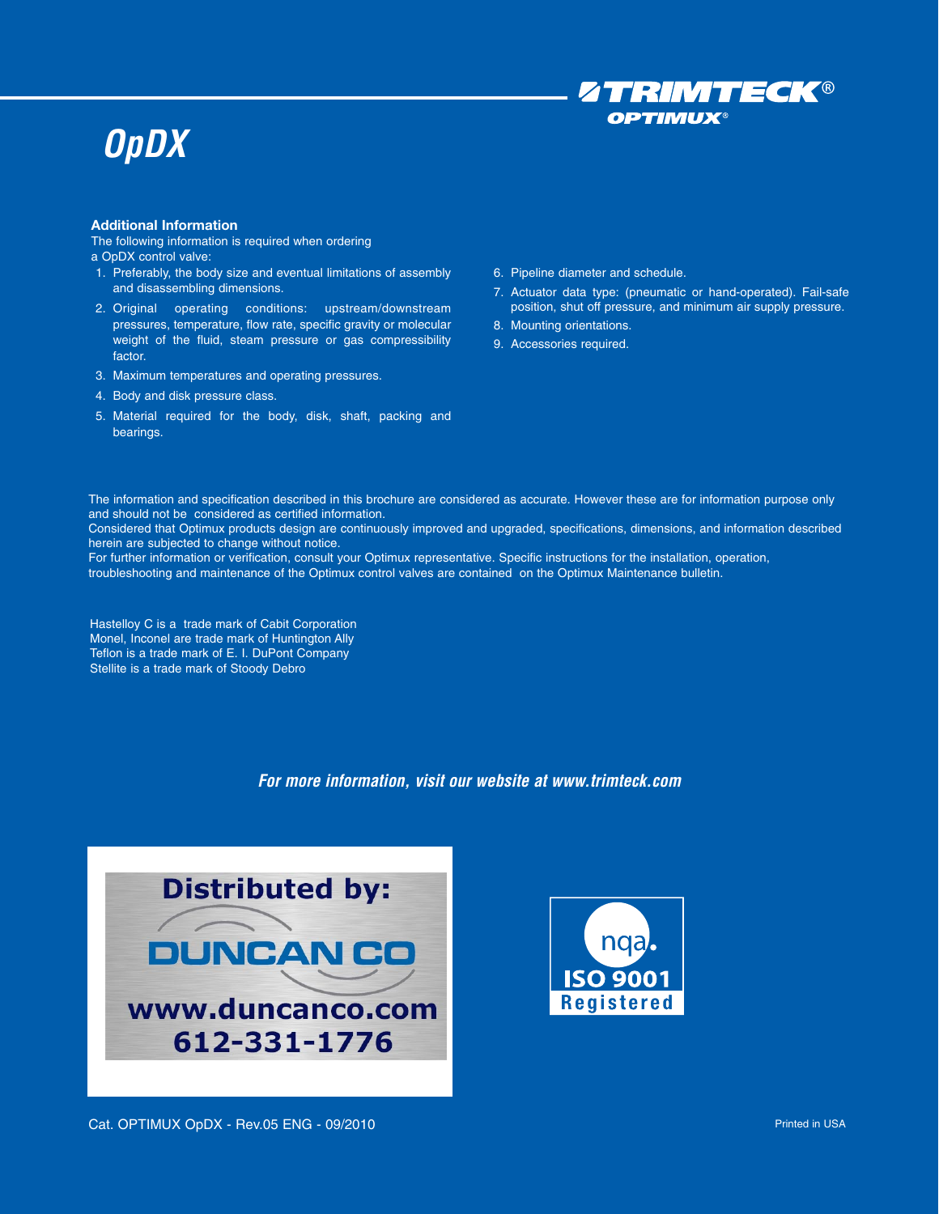TRIMTECK®
OPTIMUX®

# OpDX

**Additional Information**

The following information is required when ordering a OpDX control valve:

1. Preferably, the body size and eventual limitations of assembly and disassembling dimensions.
2. Original operating conditions: upstream/downstream pressures, temperature, flow rate, specific gravity or molecular weight of the fluid, steam pressure or gas compressibility factor.
3. Maximum temperatures and operating pressures.
4. Body and disk pressure class.
5. Material required for the body, disk, shaft, packing and bearings.
6. Pipeline diameter and schedule.
7. Actuator data type: (pneumatic or hand-operated). Fail-safe position, shut off pressure, and minimum air supply pressure.
8. Mounting orientations.
9. Accessories required.

The information and specification described in this brochure are considered as accurate. However these are for information purpose only and should not be considered as certified information.
Considered that Optimux products design are continuously improved and upgraded, specifications, dimensions, and information described herein are subjected to change without notice.
For further information or verification, consult your Optimux representative. Specific instructions for the installation, operation, troubleshooting and maintenance of the Optimux control valves are contained on the Optimux Maintenance bulletin.

Hastelloy C is a trade mark of Cabit Corporation
Monel, Inconel are trade mark of Huntington Ally
Teflon is a trade mark of E. I. DuPont Company
Stellite is a trade mark of Stoody Debro

***For more information, visit our website at www.trimteck.com***

Distributed by:
DUNCAN CO
www.duncanco.com
612-331-1776

nqa.
ISO 9001
Registered

Cat. OPTIMUX OpDX - Rev.05 ENG - 09/2010

Printed in USA